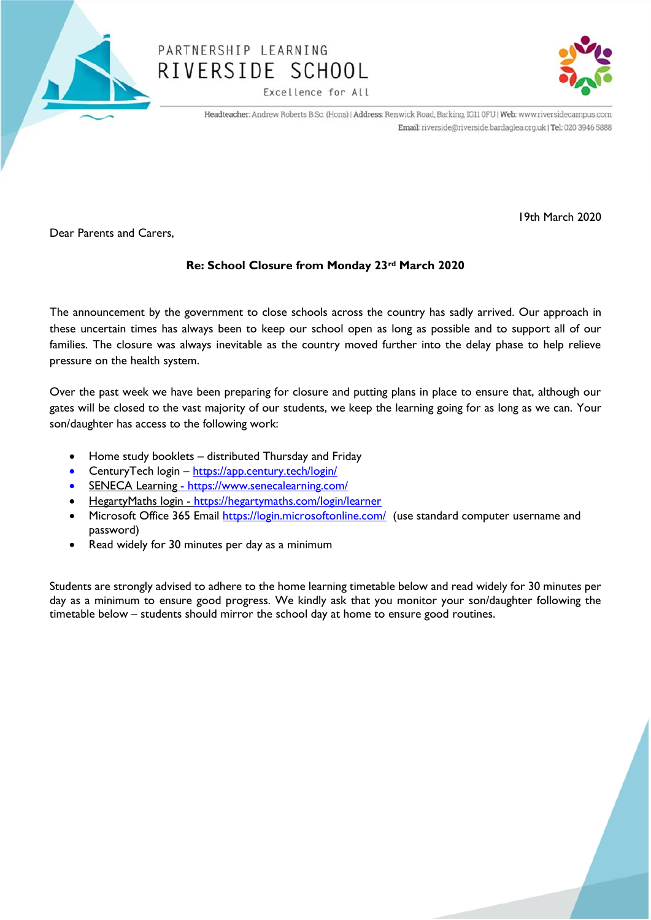PARTNERSHIP LEARNING

# RIVERSIDE SCHOOL

Excellence for All

Headteacher: Andrew Roberts B.Sc. (Hons) | Address: Renwick Road, Barking, IG11 0FU | Web: www.riversidecampus.com
Email: riverside@riverside.bardaglea.org.uk | Tel: 020 3946 5888

19th March 2020

Dear Parents and Carers,

**Re: School Closure from Monday 23rd March 2020**

The announcement by the government to close schools across the country has sadly arrived. Our approach in these uncertain times has always been to keep our school open as long as possible and to support all of our families. The closure was always inevitable as the country moved further into the delay phase to help relieve pressure on the health system.

Over the past week we have been preparing for closure and putting plans in place to ensure that, although our gates will be closed to the vast majority of our students, we keep the learning going for as long as we can. Your son/daughter has access to the following work:

- Home study booklets – distributed Thursday and Friday
- CenturyTech login – https://app.century.tech/login/
- SENECA Learning - https://www.senecalearning.com/
- HegartyMaths login - https://hegartymaths.com/login/learner
- Microsoft Office 365 Email https://login.microsoftonline.com/ (use standard computer username and password)
- Read widely for 30 minutes per day as a minimum

Students are strongly advised to adhere to the home learning timetable below and read widely for 30 minutes per day as a minimum to ensure good progress. We kindly ask that you monitor your son/daughter following the timetable below – students should mirror the school day at home to ensure good routines.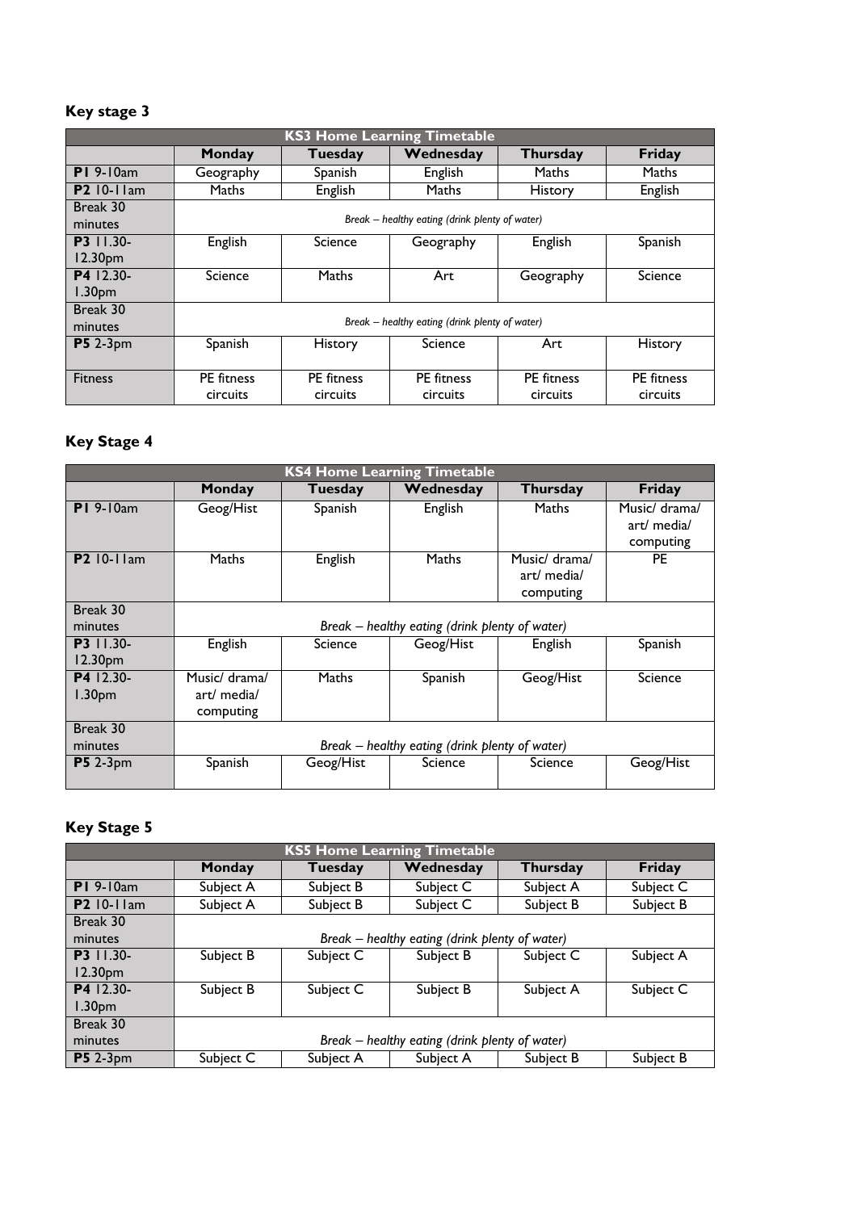## Key stage 3

| KS3 Home Learning Timetable | | | | | |
|---|---|---|---|---|---|
| | **Monday** | **Tuesday** | **Wednesday** | **Thursday** | **Friday** |
| **P1** 9-10am | Geography | Spanish | English | Maths | Maths |
| **P2** 10-11am | Maths | English | Maths | History | English |
| Break 30 minutes | *Break – healthy eating (drink plenty of water)* | | | | |
| **P3** 11.30-12.30pm | English | Science | Geography | English | Spanish |
| **P4** 12.30-1.30pm | Science | Maths | Art | Geography | Science |
| Break 30 minutes | *Break – healthy eating (drink plenty of water)* | | | | |
| **P5** 2-3pm | Spanish | History | Science | Art | History |
| Fitness | PE fitness circuits | PE fitness circuits | PE fitness circuits | PE fitness circuits | PE fitness circuits |

## Key Stage 4

| KS4 Home Learning Timetable | | | | | |
|---|---|---|---|---|---|
| | **Monday** | **Tuesday** | **Wednesday** | **Thursday** | **Friday** |
| **P1** 9-10am | Geog/Hist | Spanish | English | Maths | Music/ drama/ art/ media/ computing |
| **P2** 10-11am | Maths | English | Maths | Music/ drama/ art/ media/ computing | PE |
| Break 30 minutes | *Break – healthy eating (drink plenty of water)* | | | | |
| **P3** 11.30-12.30pm | English | Science | Geog/Hist | English | Spanish |
| **P4** 12.30-1.30pm | Music/ drama/ art/ media/ computing | Maths | Spanish | Geog/Hist | Science |
| Break 30 minutes | *Break – healthy eating (drink plenty of water)* | | | | |
| **P5** 2-3pm | Spanish | Geog/Hist | Science | Science | Geog/Hist |

## Key Stage 5

| KS5 Home Learning Timetable | | | | | |
|---|---|---|---|---|---|
| | **Monday** | **Tuesday** | **Wednesday** | **Thursday** | **Friday** |
| **P1** 9-10am | Subject A | Subject B | Subject C | Subject A | Subject C |
| **P2** 10-11am | Subject A | Subject B | Subject C | Subject B | Subject B |
| Break 30 minutes | *Break – healthy eating (drink plenty of water)* | | | | |
| **P3** 11.30-12.30pm | Subject B | Subject C | Subject B | Subject C | Subject A |
| **P4** 12.30-1.30pm | Subject B | Subject C | Subject B | Subject A | Subject C |
| Break 30 minutes | *Break – healthy eating (drink plenty of water)* | | | | |
| **P5** 2-3pm | Subject C | Subject A | Subject A | Subject B | Subject B |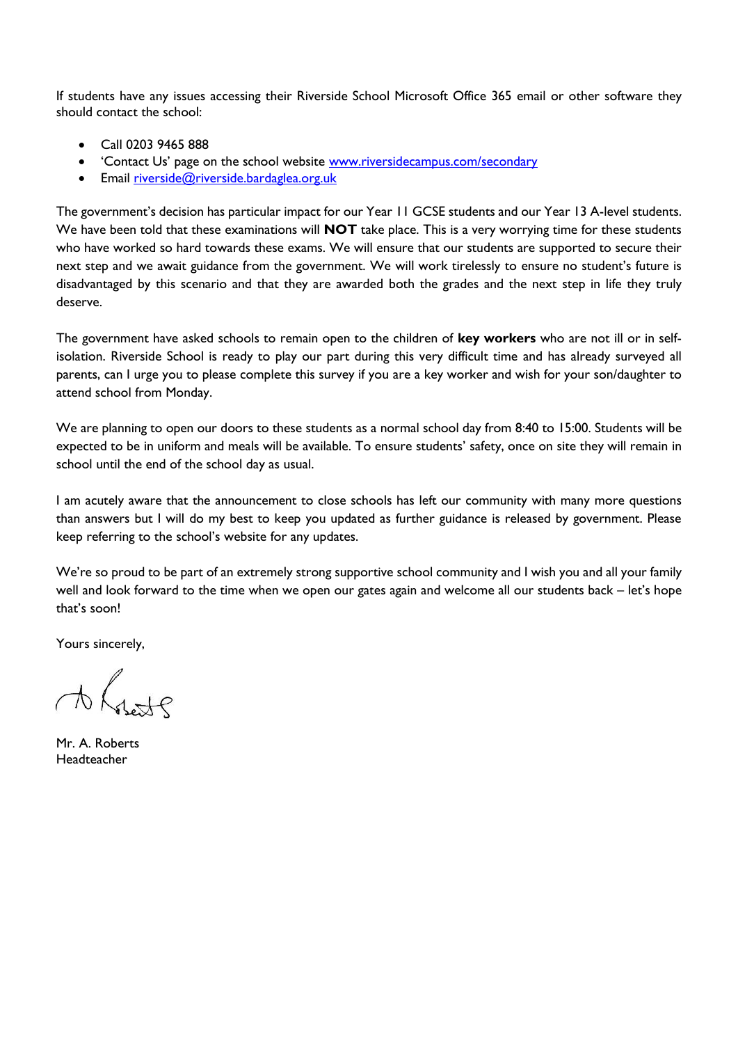If students have any issues accessing their Riverside School Microsoft Office 365 email or other software they should contact the school:

- Call 0203 9465 888
- 'Contact Us' page on the school website [www.riversidecampus.com/secondary](www.riversidecampus.com/secondary)
- Email [riverside@riverside.bardaglea.org.uk](mailto:riverside@riverside.bardaglea.org.uk)

The government's decision has particular impact for our Year 11 GCSE students and our Year 13 A-level students. We have been told that these examinations will **NOT** take place. This is a very worrying time for these students who have worked so hard towards these exams. We will ensure that our students are supported to secure their next step and we await guidance from the government. We will work tirelessly to ensure no student's future is disadvantaged by this scenario and that they are awarded both the grades and the next step in life they truly deserve.

The government have asked schools to remain open to the children of **key workers** who are not ill or in self-isolation. Riverside School is ready to play our part during this very difficult time and has already surveyed all parents, can I urge you to please complete this survey if you are a key worker and wish for your son/daughter to attend school from Monday.

We are planning to open our doors to these students as a normal school day from 8:40 to 15:00. Students will be expected to be in uniform and meals will be available. To ensure students' safety, once on site they will remain in school until the end of the school day as usual.

I am acutely aware that the announcement to close schools has left our community with many more questions than answers but I will do my best to keep you updated as further guidance is released by government. Please keep referring to the school's website for any updates.

We're so proud to be part of an extremely strong supportive school community and I wish you and all your family well and look forward to the time when we open our gates again and welcome all our students back – let's hope that's soon!

Yours sincerely,

Mr. A. Roberts
Headteacher